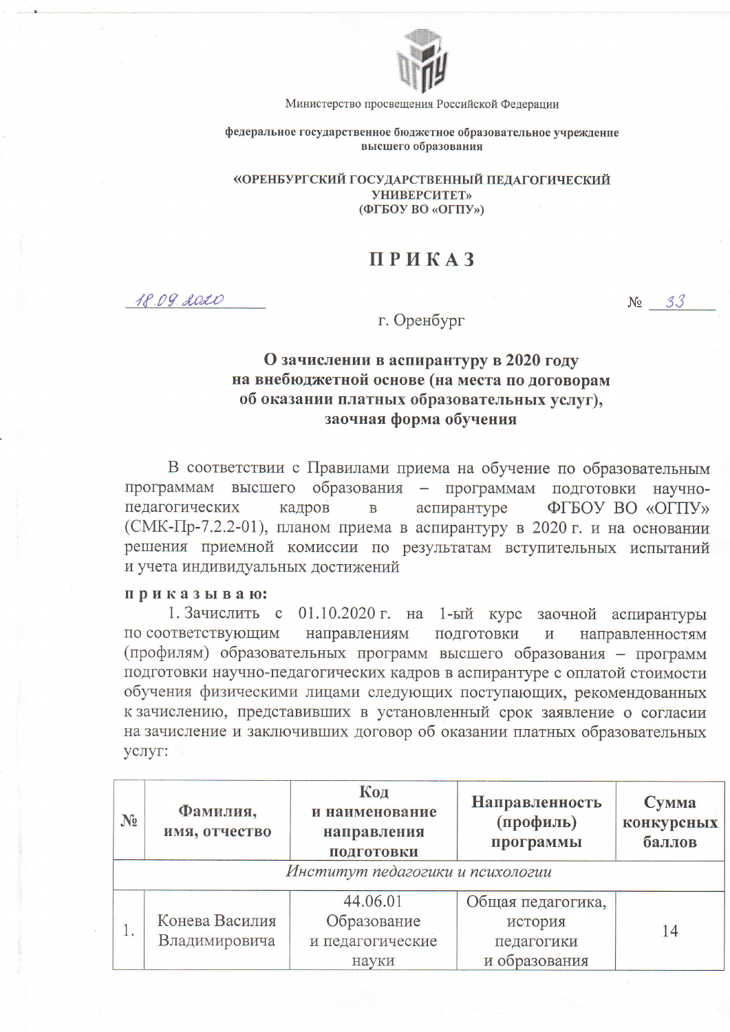Министерство просвещения Российской Федерации

**федеральное государственное бюджетное образовательное учреждение высшего образования**

**«ОРЕНБУРГСКИЙ ГОСУДАРСТВЕННЫЙ ПЕДАГОГИЧЕСКИЙ УНИВЕРСИТЕТ»**
**(ФГБОУ ВО «ОГПУ»)**

# П Р И К А З

18.09.2020 № 33

г. Оренбург

**О зачислении в аспирантуру в 2020 году на внебюджетной основе (на места по договорам об оказании платных образовательных услуг), заочная форма обучения**

В соответствии с Правилами приема на обучение по образовательным программам высшего образования – программам подготовки научно-педагогических кадров в аспирантуре ФГБОУ ВО «ОГПУ» (СМК-Пр-7.2.2-01), планом приема в аспирантуру в 2020 г. и на основании решения приемной комиссии по результатам вступительных испытаний и учета индивидуальных достижений

**п р и к а з ы в а ю:**

1. Зачислить с 01.10.2020 г. на 1-ый курс заочной аспирантуры по соответствующим направлениям подготовки и направленностям (профилям) образовательных программ высшего образования – программ подготовки научно-педагогических кадров в аспирантуре с оплатой стоимости обучения физическими лицами следующих поступающих, рекомендованных к зачислению, представивших в установленный срок заявление о согласии на зачисление и заключивших договор об оказании платных образовательных услуг:

| № | Фамилия, имя, отчество | Код и наименование направления подготовки | Направленность (профиль) программы | Сумма конкурсных баллов |
|---|---|---|---|---|
| *Институт педагогики и психологии* | | | | |
| 1. | Конева Василия Владимировича | 44.06.01 Образование и педагогические науки | Общая педагогика, история педагогики и образования | 14 |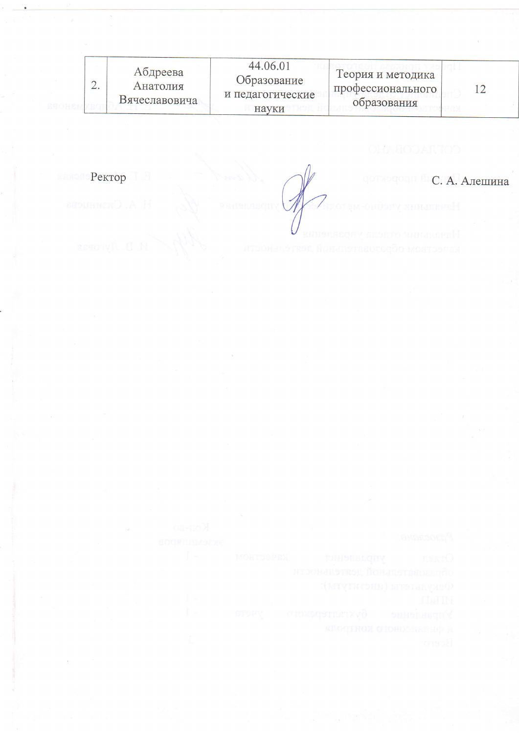| | | | | |
|---|---|---|---|---|
| 2. | Абдреева Анатолия Вячеславовича | 44.06.01 Образование и педагогические науки | Теория и методика профессионального образования | 12 |

Ректор С. А. Алешина